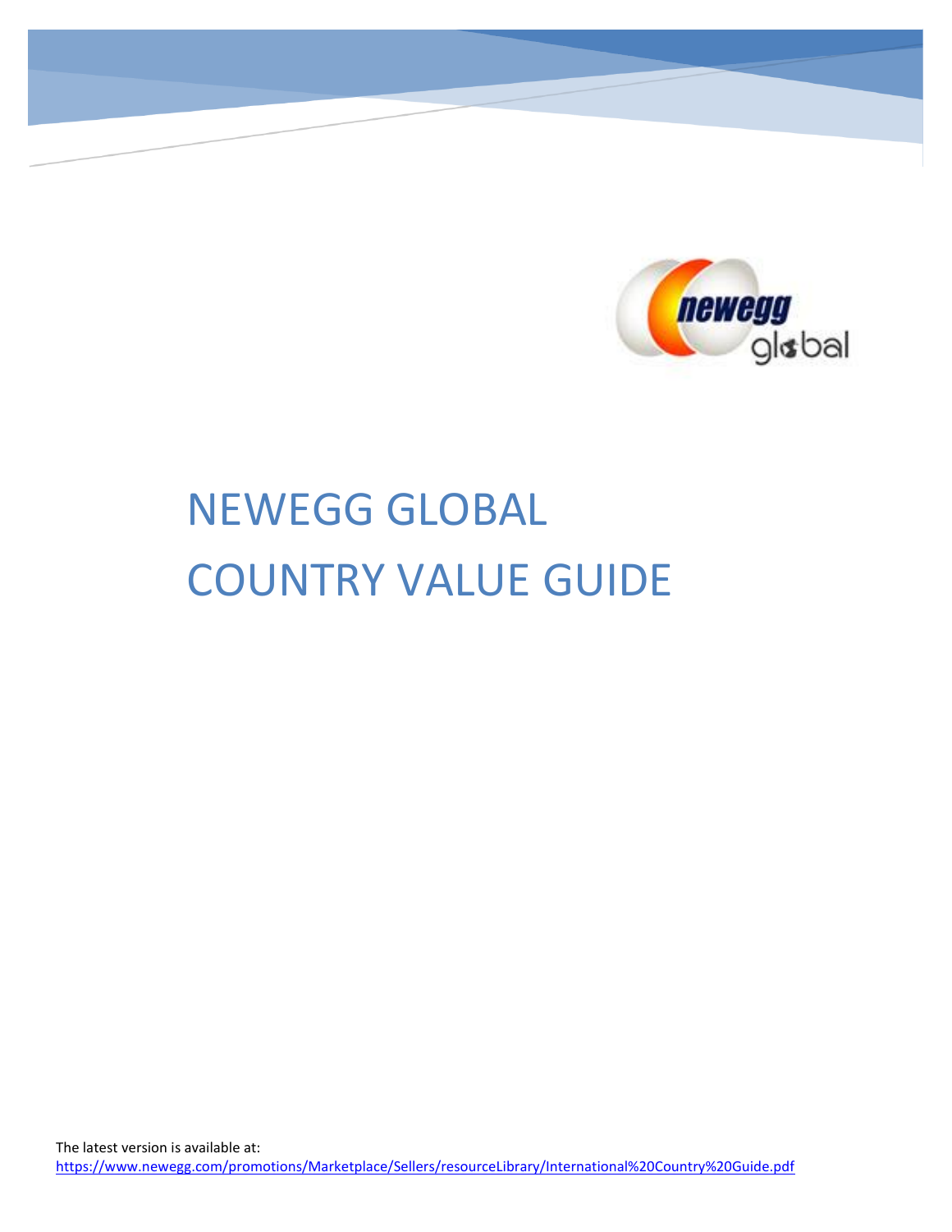# NEWEGG GLOBAL COUNTRY VALUE GUIDE

The latest version is available at:
https://www.newegg.com/promotions/Marketplace/Sellers/resourceLibrary/International%20Country%20Guide.pdf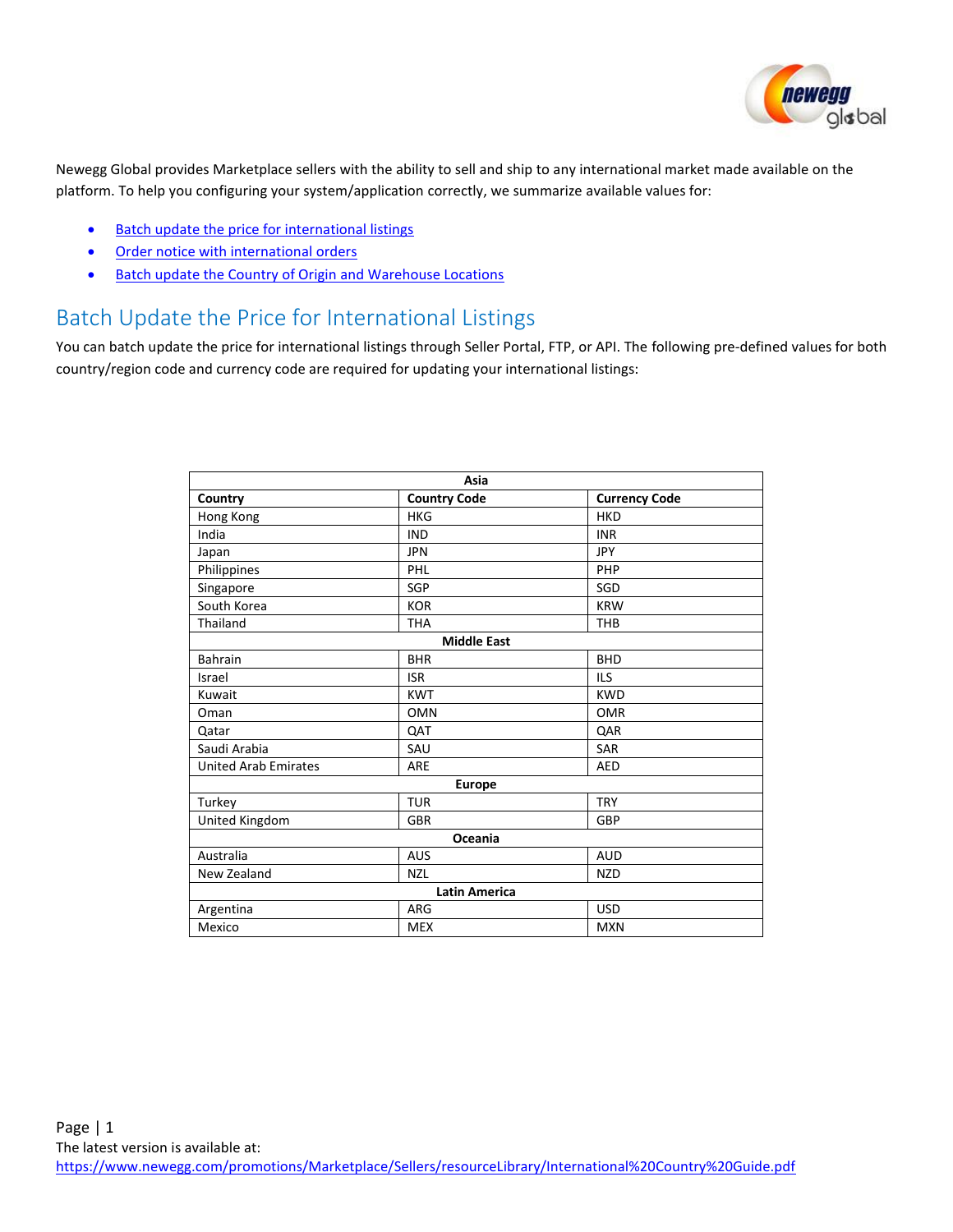Newegg Global provides Marketplace sellers with the ability to sell and ship to any international market made available on the platform. To help you configuring your system/application correctly, we summarize available values for:

- Batch update the price for international listings
- Order notice with international orders
- Batch update the Country of Origin and Warehouse Locations

## Batch Update the Price for International Listings

You can batch update the price for international listings through Seller Portal, FTP, or API. The following pre-defined values for both country/region code and currency code are required for updating your international listings:

| Asia | | |
|---|---|---|
| **Country** | **Country Code** | **Currency Code** |
| Hong Kong | HKG | HKD |
| India | IND | INR |
| Japan | JPN | JPY |
| Philippines | PHL | PHP |
| Singapore | SGP | SGD |
| South Korea | KOR | KRW |
| Thailand | THA | THB |
| **Middle East** | | |
| Bahrain | BHR | BHD |
| Israel | ISR | ILS |
| Kuwait | KWT | KWD |
| Oman | OMN | OMR |
| Qatar | QAT | QAR |
| Saudi Arabia | SAU | SAR |
| United Arab Emirates | ARE | AED |
| **Europe** | | |
| Turkey | TUR | TRY |
| United Kingdom | GBR | GBP |
| **Oceania** | | |
| Australia | AUS | AUD |
| New Zealand | NZL | NZD |
| **Latin America** | | |
| Argentina | ARG | USD |
| Mexico | MEX | MXN |

The latest version is available at:
https://www.newegg.com/promotions/Marketplace/Sellers/resourceLibrary/International%20Country%20Guide.pdf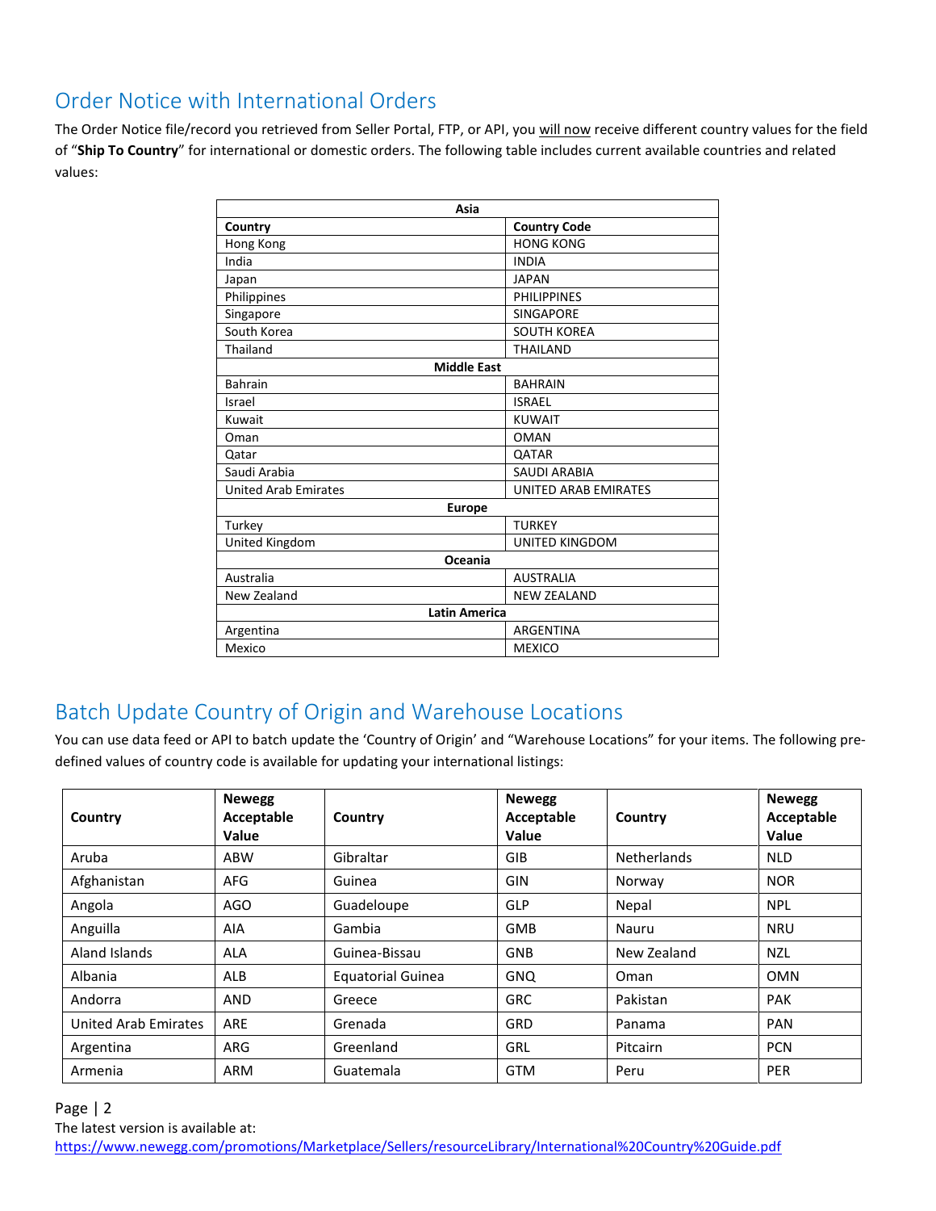## Order Notice with International Orders

The Order Notice file/record you retrieved from Seller Portal, FTP, or API, you will now receive different country values for the field of "**Ship To Country**" for international or domestic orders. The following table includes current available countries and related values:

| Country | Country Code |
|---|---|
| **Asia** | |
| Hong Kong | HONG KONG |
| India | INDIA |
| Japan | JAPAN |
| Philippines | PHILIPPINES |
| Singapore | SINGAPORE |
| South Korea | SOUTH KOREA |
| Thailand | THAILAND |
| **Middle East** | |
| Bahrain | BAHRAIN |
| Israel | ISRAEL |
| Kuwait | KUWAIT |
| Oman | OMAN |
| Qatar | QATAR |
| Saudi Arabia | SAUDI ARABIA |
| United Arab Emirates | UNITED ARAB EMIRATES |
| **Europe** | |
| Turkey | TURKEY |
| United Kingdom | UNITED KINGDOM |
| **Oceania** | |
| Australia | AUSTRALIA |
| New Zealand | NEW ZEALAND |
| **Latin America** | |
| Argentina | ARGENTINA |
| Mexico | MEXICO |

## Batch Update Country of Origin and Warehouse Locations

You can use data feed or API to batch update the 'Country of Origin' and "Warehouse Locations" for your items. The following pre-defined values of country code is available for updating your international listings:

| Country | Newegg Acceptable Value | Country | Newegg Acceptable Value | Country | Newegg Acceptable Value |
|---|---|---|---|---|---|
| Aruba | ABW | Gibraltar | GIB | Netherlands | NLD |
| Afghanistan | AFG | Guinea | GIN | Norway | NOR |
| Angola | AGO | Guadeloupe | GLP | Nepal | NPL |
| Anguilla | AIA | Gambia | GMB | Nauru | NRU |
| Aland Islands | ALA | Guinea-Bissau | GNB | New Zealand | NZL |
| Albania | ALB | Equatorial Guinea | GNQ | Oman | OMN |
| Andorra | AND | Greece | GRC | Pakistan | PAK |
| United Arab Emirates | ARE | Grenada | GRD | Panama | PAN |
| Argentina | ARG | Greenland | GRL | Pitcairn | PCN |
| Armenia | ARM | Guatemala | GTM | Peru | PER |

The latest version is available at:
https://www.newegg.com/promotions/Marketplace/Sellers/resourceLibrary/International%20Country%20Guide.pdf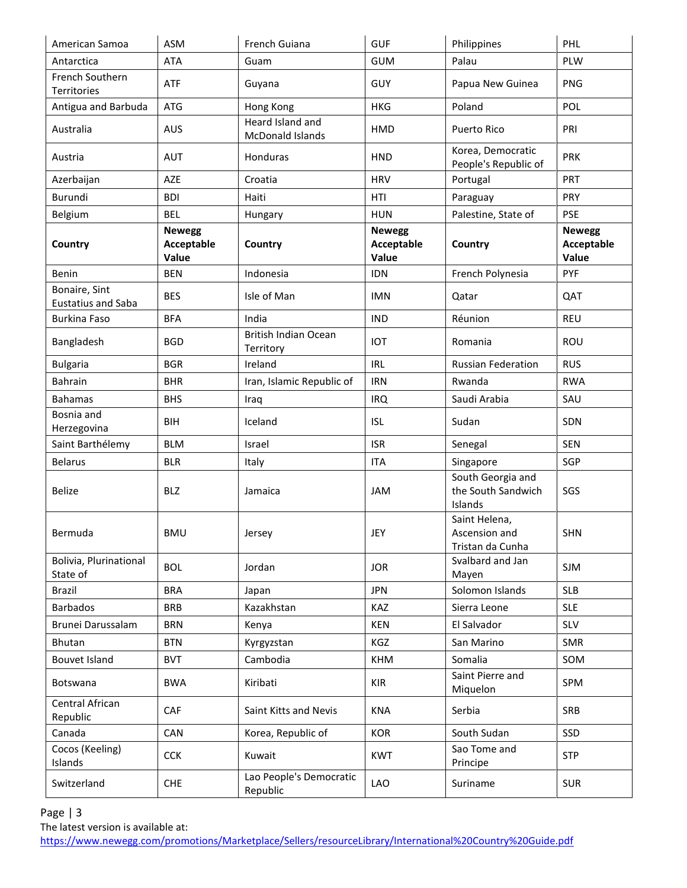| American Samoa | ASM | French Guiana | GUF | Philippines | PHL |
|---|---|---|---|---|---|
| Antarctica | ATA | Guam | GUM | Palau | PLW |
| French Southern Territories | ATF | Guyana | GUY | Papua New Guinea | PNG |
| Antigua and Barbuda | ATG | Hong Kong | HKG | Poland | POL |
| Australia | AUS | Heard Island and McDonald Islands | HMD | Puerto Rico | PRI |
| Austria | AUT | Honduras | HND | Korea, Democratic People's Republic of | PRK |
| Azerbaijan | AZE | Croatia | HRV | Portugal | PRT |
| Burundi | BDI | Haiti | HTI | Paraguay | PRY |
| Belgium | BEL | Hungary | HUN | Palestine, State of | PSE |
| **Country** | **Newegg Acceptable Value** | **Country** | **Newegg Acceptable Value** | **Country** | **Newegg Acceptable Value** |
| Benin | BEN | Indonesia | IDN | French Polynesia | PYF |
| Bonaire, Sint Eustatius and Saba | BES | Isle of Man | IMN | Qatar | QAT |
| Burkina Faso | BFA | India | IND | Réunion | REU |
| Bangladesh | BGD | British Indian Ocean Territory | IOT | Romania | ROU |
| Bulgaria | BGR | Ireland | IRL | Russian Federation | RUS |
| Bahrain | BHR | Iran, Islamic Republic of | IRN | Rwanda | RWA |
| Bahamas | BHS | Iraq | IRQ | Saudi Arabia | SAU |
| Bosnia and Herzegovina | BIH | Iceland | ISL | Sudan | SDN |
| Saint Barthélemy | BLM | Israel | ISR | Senegal | SEN |
| Belarus | BLR | Italy | ITA | Singapore | SGP |
| Belize | BLZ | Jamaica | JAM | South Georgia and the South Sandwich Islands | SGS |
| Bermuda | BMU | Jersey | JEY | Saint Helena, Ascension and Tristan da Cunha | SHN |
| Bolivia, Plurinational State of | BOL | Jordan | JOR | Svalbard and Jan Mayen | SJM |
| Brazil | BRA | Japan | JPN | Solomon Islands | SLB |
| Barbados | BRB | Kazakhstan | KAZ | Sierra Leone | SLE |
| Brunei Darussalam | BRN | Kenya | KEN | El Salvador | SLV |
| Bhutan | BTN | Kyrgyzstan | KGZ | San Marino | SMR |
| Bouvet Island | BVT | Cambodia | KHM | Somalia | SOM |
| Botswana | BWA | Kiribati | KIR | Saint Pierre and Miquelon | SPM |
| Central African Republic | CAF | Saint Kitts and Nevis | KNA | Serbia | SRB |
| Canada | CAN | Korea, Republic of | KOR | South Sudan | SSD |
| Cocos (Keeling) Islands | CCK | Kuwait | KWT | Sao Tome and Principe | STP |
| Switzerland | CHE | Lao People's Democratic Republic | LAO | Suriname | SUR |

The latest version is available at:
https://www.newegg.com/promotions/Marketplace/Sellers/resourceLibrary/International%20Country%20Guide.pdf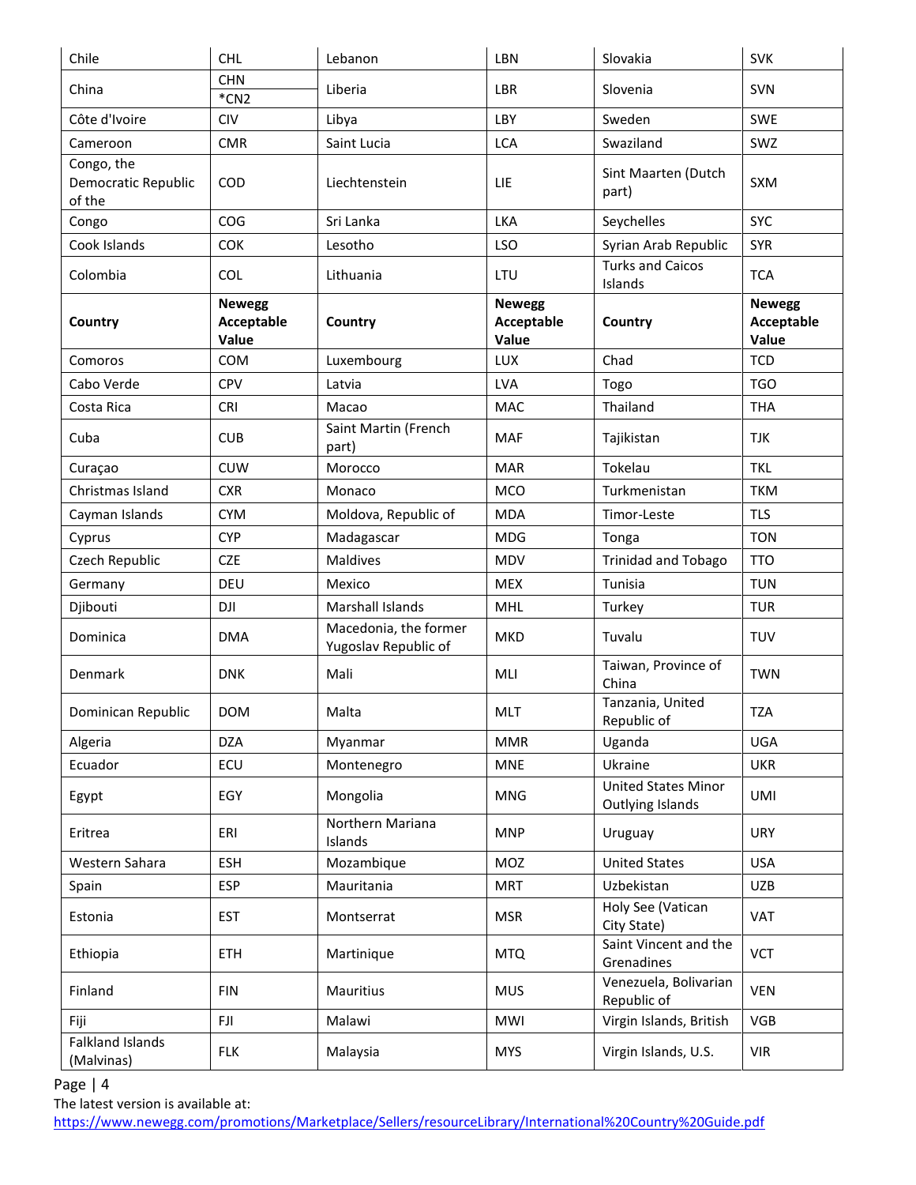| Chile | CHL | Lebanon | LBN | Slovakia | SVK |
|---|---|---|---|---|---|
| China | CHN<br>*CN2 | Liberia | LBR | Slovenia | SVN |
| Côte d'Ivoire | CIV | Libya | LBY | Sweden | SWE |
| Cameroon | CMR | Saint Lucia | LCA | Swaziland | SWZ |
| Congo, the Democratic Republic of the | COD | Liechtenstein | LIE | Sint Maarten (Dutch part) | SXM |
| Congo | COG | Sri Lanka | LKA | Seychelles | SYC |
| Cook Islands | COK | Lesotho | LSO | Syrian Arab Republic | SYR |
| Colombia | COL | Lithuania | LTU | Turks and Caicos Islands | TCA |
| **Country** | **Newegg Acceptable Value** | **Country** | **Newegg Acceptable Value** | **Country** | **Newegg Acceptable Value** |
| Comoros | COM | Luxembourg | LUX | Chad | TCD |
| Cabo Verde | CPV | Latvia | LVA | Togo | TGO |
| Costa Rica | CRI | Macao | MAC | Thailand | THA |
| Cuba | CUB | Saint Martin (French part) | MAF | Tajikistan | TJK |
| Curaçao | CUW | Morocco | MAR | Tokelau | TKL |
| Christmas Island | CXR | Monaco | MCO | Turkmenistan | TKM |
| Cayman Islands | CYM | Moldova, Republic of | MDA | Timor-Leste | TLS |
| Cyprus | CYP | Madagascar | MDG | Tonga | TON |
| Czech Republic | CZE | Maldives | MDV | Trinidad and Tobago | TTO |
| Germany | DEU | Mexico | MEX | Tunisia | TUN |
| Djibouti | DJI | Marshall Islands | MHL | Turkey | TUR |
| Dominica | DMA | Macedonia, the former Yugoslav Republic of | MKD | Tuvalu | TUV |
| Denmark | DNK | Mali | MLI | Taiwan, Province of China | TWN |
| Dominican Republic | DOM | Malta | MLT | Tanzania, United Republic of | TZA |
| Algeria | DZA | Myanmar | MMR | Uganda | UGA |
| Ecuador | ECU | Montenegro | MNE | Ukraine | UKR |
| Egypt | EGY | Mongolia | MNG | United States Minor Outlying Islands | UMI |
| Eritrea | ERI | Northern Mariana Islands | MNP | Uruguay | URY |
| Western Sahara | ESH | Mozambique | MOZ | United States | USA |
| Spain | ESP | Mauritania | MRT | Uzbekistan | UZB |
| Estonia | EST | Montserrat | MSR | Holy See (Vatican City State) | VAT |
| Ethiopia | ETH | Martinique | MTQ | Saint Vincent and the Grenadines | VCT |
| Finland | FIN | Mauritius | MUS | Venezuela, Bolivarian Republic of | VEN |
| Fiji | FJI | Malawi | MWI | Virgin Islands, British | VGB |
| Falkland Islands (Malvinas) | FLK | Malaysia | MYS | Virgin Islands, U.S. | VIR |

The latest version is available at:
https://www.newegg.com/promotions/Marketplace/Sellers/resourceLibrary/International%20Country%20Guide.pdf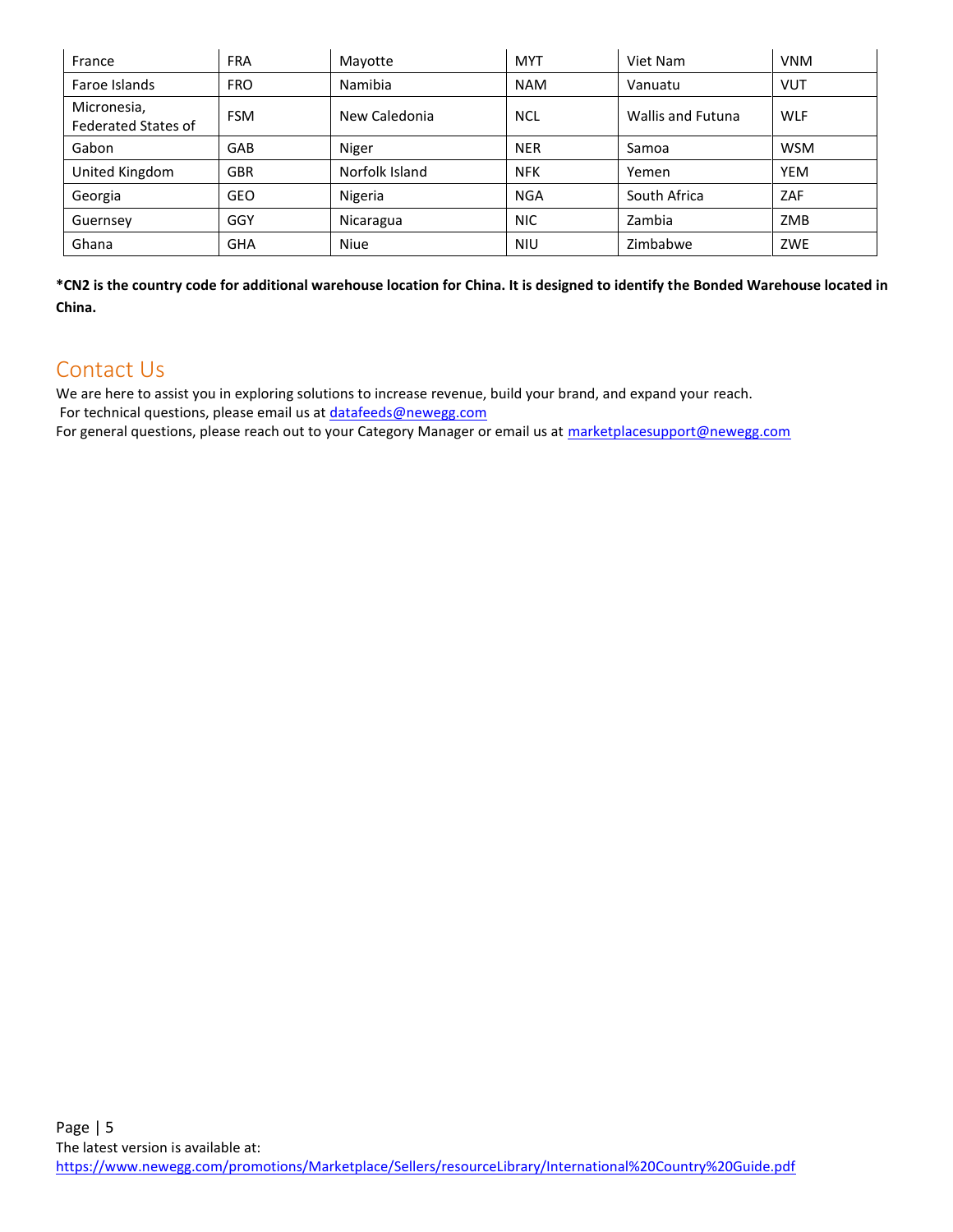| | | | | | |
|---|---|---|---|---|---|
| France | FRA | Mayotte | MYT | Viet Nam | VNM |
| Faroe Islands | FRO | Namibia | NAM | Vanuatu | VUT |
| Micronesia, Federated States of | FSM | New Caledonia | NCL | Wallis and Futuna | WLF |
| Gabon | GAB | Niger | NER | Samoa | WSM |
| United Kingdom | GBR | Norfolk Island | NFK | Yemen | YEM |
| Georgia | GEO | Nigeria | NGA | South Africa | ZAF |
| Guernsey | GGY | Nicaragua | NIC | Zambia | ZMB |
| Ghana | GHA | Niue | NIU | Zimbabwe | ZWE |

***CN2 is the country code for additional warehouse location for China. It is designed to identify the Bonded Warehouse located in China.**

## Contact Us

We are here to assist you in exploring solutions to increase revenue, build your brand, and expand your reach.
For technical questions, please email us at [datafeeds@newegg.com](mailto:datafeeds@newegg.com)
For general questions, please reach out to your Category Manager or email us at [marketplacesupport@newegg.com](mailto:marketplacesupport@newegg.com)

The latest version is available at:
https://www.newegg.com/promotions/Marketplace/Sellers/resourceLibrary/International%20Country%20Guide.pdf